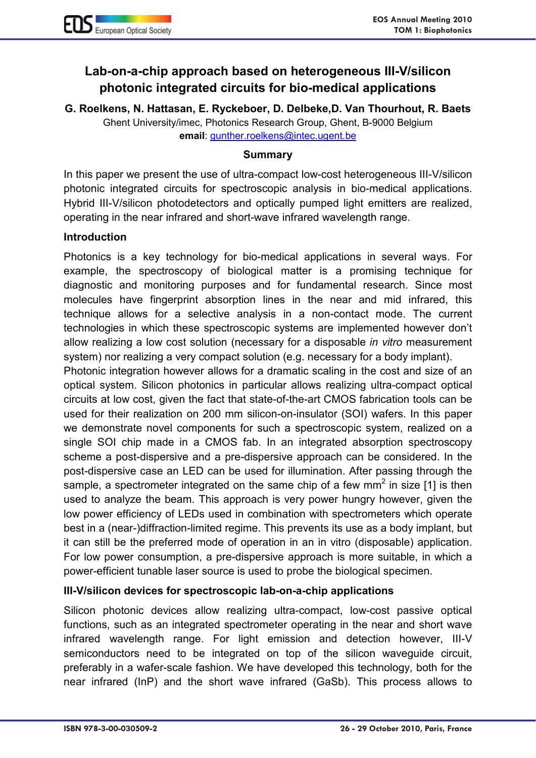# Lab-on-a-chip approach based on heterogeneous III-V/silicon photonic integrated circuits for bio-medical applications

**G. Roelkens, N. Hattasan, E. Ryckeboer, D. Delbeke,D. Van Thourhout, R. Baets**

Ghent University/imec, Photonics Research Group, Ghent, B-9000 Belgium

**email**: gunther.roelkens@intec.ugent.be

## Summary

In this paper we present the use of ultra-compact low-cost heterogeneous III-V/silicon photonic integrated circuits for spectroscopic analysis in bio-medical applications. Hybrid III-V/silicon photodetectors and optically pumped light emitters are realized, operating in the near infrared and short-wave infrared wavelength range.

## Introduction

Photonics is a key technology for bio-medical applications in several ways. For example, the spectroscopy of biological matter is a promising technique for diagnostic and monitoring purposes and for fundamental research. Since most molecules have fingerprint absorption lines in the near and mid infrared, this technique allows for a selective analysis in a non-contact mode. The current technologies in which these spectroscopic systems are implemented however don't allow realizing a low cost solution (necessary for a disposable *in vitro* measurement system) nor realizing a very compact solution (e.g. necessary for a body implant).

Photonic integration however allows for a dramatic scaling in the cost and size of an optical system. Silicon photonics in particular allows realizing ultra-compact optical circuits at low cost, given the fact that state-of-the-art CMOS fabrication tools can be used for their realization on 200 mm silicon-on-insulator (SOI) wafers. In this paper we demonstrate novel components for such a spectroscopic system, realized on a single SOI chip made in a CMOS fab. In an integrated absorption spectroscopy scheme a post-dispersive and a pre-dispersive approach can be considered. In the post-dispersive case an LED can be used for illumination. After passing through the sample, a spectrometer integrated on the same chip of a few $mm^2$ in size [1] is then used to analyze the beam. This approach is very power hungry however, given the low power efficiency of LEDs used in combination with spectrometers which operate best in a (near-)diffraction-limited regime. This prevents its use as a body implant, but it can still be the preferred mode of operation in an in vitro (disposable) application. For low power consumption, a pre-dispersive approach is more suitable, in which a power-efficient tunable laser source is used to probe the biological specimen.

## III-V/silicon devices for spectroscopic lab-on-a-chip applications

Silicon photonic devices allow realizing ultra-compact, low-cost passive optical functions, such as an integrated spectrometer operating in the near and short wave infrared wavelength range. For light emission and detection however, III-V semiconductors need to be integrated on top of the silicon waveguide circuit, preferably in a wafer-scale fashion. We have developed this technology, both for the near infrared (InP) and the short wave infrared (GaSb). This process allows to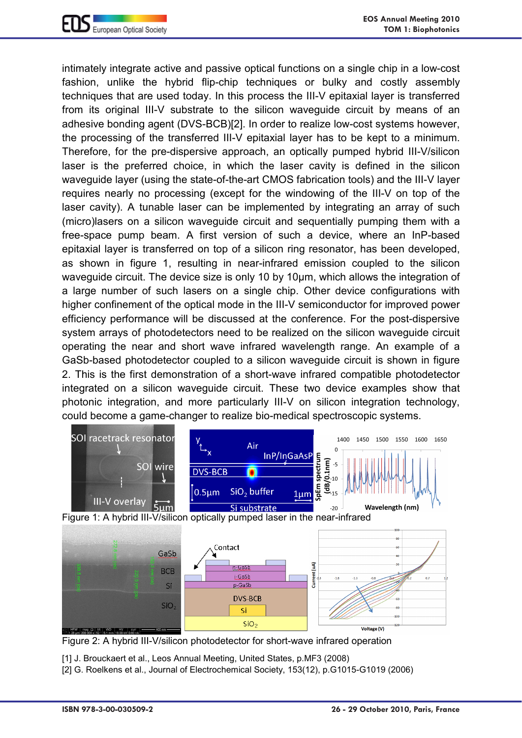intimately integrate active and passive optical functions on a single chip in a low-cost fashion, unlike the hybrid flip-chip techniques or bulky and costly assembly techniques that are used today. In this process the III-V epitaxial layer is transferred from its original III-V substrate to the silicon waveguide circuit by means of an adhesive bonding agent (DVS-BCB)[2]. In order to realize low-cost systems however, the processing of the transferred III-V epitaxial layer has to be kept to a minimum. Therefore, for the pre-dispersive approach, an optically pumped hybrid III-V/silicon laser is the preferred choice, in which the laser cavity is defined in the silicon waveguide layer (using the state-of-the-art CMOS fabrication tools) and the III-V layer requires nearly no processing (except for the windowing of the III-V on top of the laser cavity). A tunable laser can be implemented by integrating an array of such (micro)lasers on a silicon waveguide circuit and sequentially pumping them with a free-space pump beam. A first version of such a device, where an InP-based epitaxial layer is transferred on top of a silicon ring resonator, has been developed, as shown in figure 1, resulting in near-infrared emission coupled to the silicon waveguide circuit. The device size is only 10 by 10µm, which allows the integration of a large number of such lasers on a single chip. Other device configurations with higher confinement of the optical mode in the III-V semiconductor for improved power efficiency performance will be discussed at the conference. For the post-dispersive system arrays of photodetectors need to be realized on the silicon waveguide circuit operating the near and short wave infrared wavelength range. An example of a GaSb-based photodetector coupled to a silicon waveguide circuit is shown in figure 2. This is the first demonstration of a short-wave infrared compatible photodetector integrated on a silicon waveguide circuit. These two device examples show that photonic integration, and more particularly III-V on silicon integration technology, could become a game-changer to realize bio-medical spectroscopic systems.

SOI racetrack resonator
SOI wire
III-V overlay
5µm

Air
InP/InGaAsP
DVS-BCB
0.5µm
$SiO_2$ buffer
1µm
Si substrate

1400 1450 1500 1550 1600 1650
0
-5
-10
-15
-20
SpEm spectrum (dB/0.1nm)
Wavelength (nm)

Figure 1: A hybrid III-V/silicon optically pumped laser in the near-infrared

GaSb
BCB
Si
$SiO_2$

Contact
n-GaSb
i-GaSb
p-GaSb
DVS-BCB
Si
$SiO_2$

Current (uA)
Voltage (V)

Figure 2: A hybrid III-V/silicon photodetector for short-wave infrared operation

[1] J. Brouckaert et al., Leos Annual Meeting, United States, p.MF3 (2008)
[2] G. Roelkens et al., Journal of Electrochemical Society, 153(12), p.G1015-G1019 (2006)